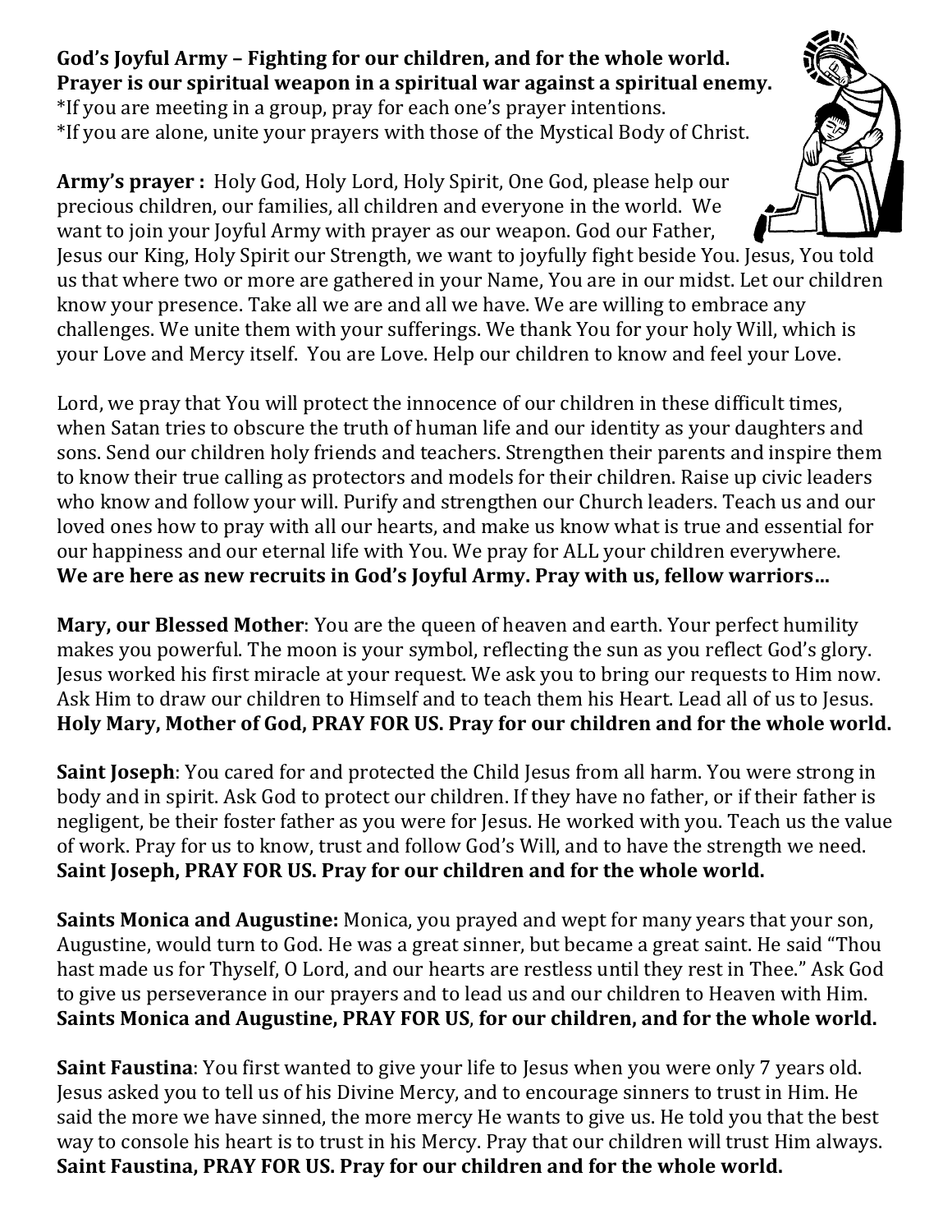**God's Joyful Army – Fighting for our children, and for the whole world.**
**Prayer is our spiritual weapon in a spiritual war against a spiritual enemy.**
*If you are meeting in a group, pray for each one's prayer intentions.
*If you are alone, unite your prayers with those of the Mystical Body of Christ.

**Army's prayer :** Holy God, Holy Lord, Holy Spirit, One God, please help our precious children, our families, all children and everyone in the world. We want to join your Joyful Army with prayer as our weapon. God our Father, Jesus our King, Holy Spirit our Strength, we want to joyfully fight beside You. Jesus, You told us that where two or more are gathered in your Name, You are in our midst. Let our children know your presence. Take all we are and all we have. We are willing to embrace any challenges. We unite them with your sufferings. We thank You for your holy Will, which is your Love and Mercy itself. You are Love. Help our children to know and feel your Love.

Lord, we pray that You will protect the innocence of our children in these difficult times, when Satan tries to obscure the truth of human life and our identity as your daughters and sons. Send our children holy friends and teachers. Strengthen their parents and inspire them to know their true calling as protectors and models for their children. Raise up civic leaders who know and follow your will. Purify and strengthen our Church leaders. Teach us and our loved ones how to pray with all our hearts, and make us know what is true and essential for our happiness and our eternal life with You. We pray for ALL your children everywhere.
**We are here as new recruits in God's Joyful Army. Pray with us, fellow warriors…**

**Mary, our Blessed Mother**: You are the queen of heaven and earth. Your perfect humility makes you powerful. The moon is your symbol, reflecting the sun as you reflect God's glory. Jesus worked his first miracle at your request. We ask you to bring our requests to Him now. Ask Him to draw our children to Himself and to teach them his Heart. Lead all of us to Jesus.
**Holy Mary, Mother of God, PRAY FOR US. Pray for our children and for the whole world.**

**Saint Joseph**: You cared for and protected the Child Jesus from all harm. You were strong in body and in spirit. Ask God to protect our children. If they have no father, or if their father is negligent, be their foster father as you were for Jesus. He worked with you. Teach us the value of work. Pray for us to know, trust and follow God's Will, and to have the strength we need.
**Saint Joseph, PRAY FOR US. Pray for our children and for the whole world.**

**Saints Monica and Augustine:** Monica, you prayed and wept for many years that your son, Augustine, would turn to God. He was a great sinner, but became a great saint. He said "Thou hast made us for Thyself, O Lord, and our hearts are restless until they rest in Thee." Ask God to give us perseverance in our prayers and to lead us and our children to Heaven with Him.
**Saints Monica and Augustine, PRAY FOR US, for our children, and for the whole world.**

**Saint Faustina**: You first wanted to give your life to Jesus when you were only 7 years old. Jesus asked you to tell us of his Divine Mercy, and to encourage sinners to trust in Him. He said the more we have sinned, the more mercy He wants to give us. He told you that the best way to console his heart is to trust in his Mercy. Pray that our children will trust Him always.
**Saint Faustina, PRAY FOR US. Pray for our children and for the whole world.**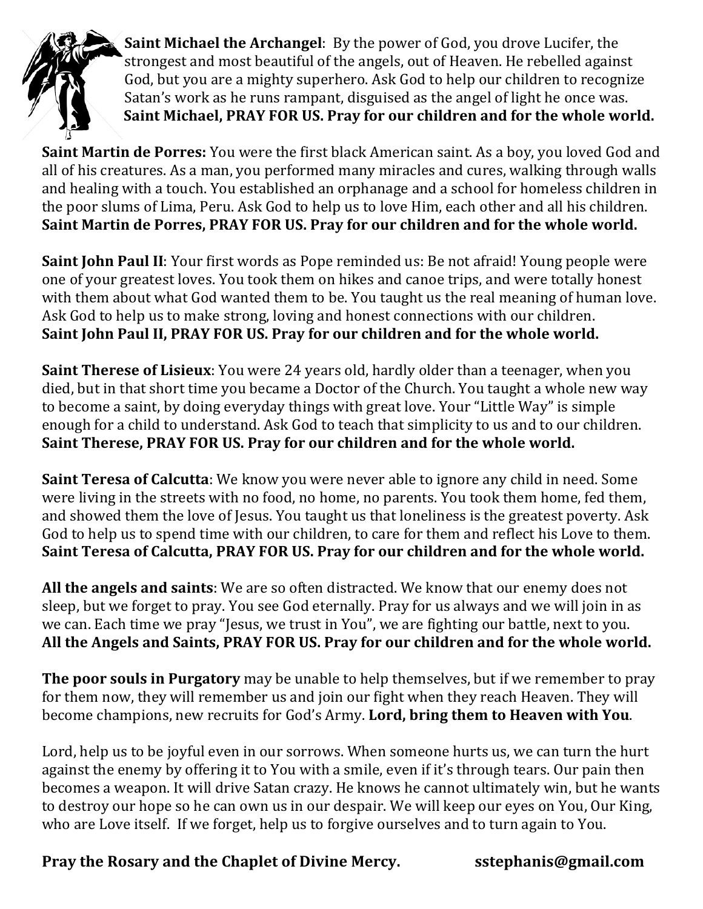**Saint Michael the Archangel**: By the power of God, you drove Lucifer, the strongest and most beautiful of the angels, out of Heaven. He rebelled against God, but you are a mighty superhero. Ask God to help our children to recognize Satan's work as he runs rampant, disguised as the angel of light he once was. **Saint Michael, PRAY FOR US. Pray for our children and for the whole world.**

**Saint Martin de Porres:** You were the first black American saint. As a boy, you loved God and all of his creatures. As a man, you performed many miracles and cures, walking through walls and healing with a touch. You established an orphanage and a school for homeless children in the poor slums of Lima, Peru. Ask God to help us to love Him, each other and all his children. **Saint Martin de Porres, PRAY FOR US. Pray for our children and for the whole world.**

**Saint John Paul II**: Your first words as Pope reminded us: Be not afraid! Young people were one of your greatest loves. You took them on hikes and canoe trips, and were totally honest with them about what God wanted them to be. You taught us the real meaning of human love. Ask God to help us to make strong, loving and honest connections with our children. **Saint John Paul II, PRAY FOR US. Pray for our children and for the whole world.**

**Saint Therese of Lisieux**: You were 24 years old, hardly older than a teenager, when you died, but in that short time you became a Doctor of the Church. You taught a whole new way to become a saint, by doing everyday things with great love. Your "Little Way" is simple enough for a child to understand. Ask God to teach that simplicity to us and to our children. **Saint Therese, PRAY FOR US. Pray for our children and for the whole world.**

**Saint Teresa of Calcutta**: We know you were never able to ignore any child in need. Some were living in the streets with no food, no home, no parents. You took them home, fed them, and showed them the love of Jesus. You taught us that loneliness is the greatest poverty. Ask God to help us to spend time with our children, to care for them and reflect his Love to them. **Saint Teresa of Calcutta, PRAY FOR US. Pray for our children and for the whole world.**

**All the angels and saints**: We are so often distracted. We know that our enemy does not sleep, but we forget to pray. You see God eternally. Pray for us always and we will join in as we can. Each time we pray "Jesus, we trust in You", we are fighting our battle, next to you. **All the Angels and Saints, PRAY FOR US. Pray for our children and for the whole world.**

**The poor souls in Purgatory** may be unable to help themselves, but if we remember to pray for them now, they will remember us and join our fight when they reach Heaven. They will become champions, new recruits for God's Army. **Lord, bring them to Heaven with You**.

Lord, help us to be joyful even in our sorrows. When someone hurts us, we can turn the hurt against the enemy by offering it to You with a smile, even if it's through tears. Our pain then becomes a weapon. It will drive Satan crazy. He knows he cannot ultimately win, but he wants to destroy our hope so he can own us in our despair. We will keep our eyes on You, Our King, who are Love itself. If we forget, help us to forgive ourselves and to turn again to You.

**Pray the Rosary and the Chaplet of Divine Mercy.** **sstephanis@gmail.com**